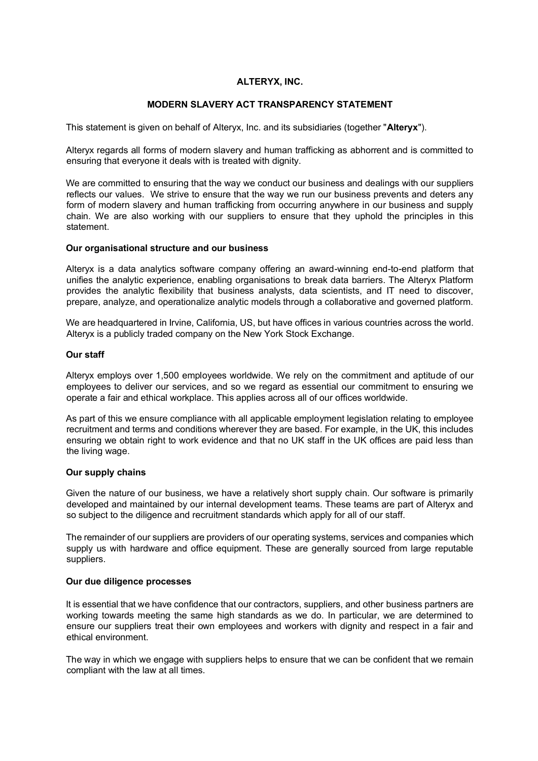# ALTERYX, INC.

## MODERN SLAVERY ACT TRANSPARENCY STATEMENT

This statement is given on behalf of Alteryx, Inc. and its subsidiaries (together "**Alteryx**").

Alteryx regards all forms of modern slavery and human trafficking as abhorrent and is committed to ensuring that everyone it deals with is treated with dignity.

We are committed to ensuring that the way we conduct our business and dealings with our suppliers reflects our values. We strive to ensure that the way we run our business prevents and deters any form of modern slavery and human trafficking from occurring anywhere in our business and supply chain. We are also working with our suppliers to ensure that they uphold the principles in this statement.

### Our organisational structure and our business

Alteryx is a data analytics software company offering an award-winning end-to-end platform that unifies the analytic experience, enabling organisations to break data barriers. The Alteryx Platform provides the analytic flexibility that business analysts, data scientists, and IT need to discover, prepare, analyze, and operationalize analytic models through a collaborative and governed platform.

We are headquartered in Irvine, California, US, but have offices in various countries across the world. Alteryx is a publicly traded company on the New York Stock Exchange.

### Our staff

Alteryx employs over 1,500 employees worldwide. We rely on the commitment and aptitude of our employees to deliver our services, and so we regard as essential our commitment to ensuring we operate a fair and ethical workplace. This applies across all of our offices worldwide.

As part of this we ensure compliance with all applicable employment legislation relating to employee recruitment and terms and conditions wherever they are based. For example, in the UK, this includes ensuring we obtain right to work evidence and that no UK staff in the UK offices are paid less than the living wage.

### Our supply chains

Given the nature of our business, we have a relatively short supply chain. Our software is primarily developed and maintained by our internal development teams. These teams are part of Alteryx and so subject to the diligence and recruitment standards which apply for all of our staff.

The remainder of our suppliers are providers of our operating systems, services and companies which supply us with hardware and office equipment. These are generally sourced from large reputable suppliers.

### Our due diligence processes

It is essential that we have confidence that our contractors, suppliers, and other business partners are working towards meeting the same high standards as we do. In particular, we are determined to ensure our suppliers treat their own employees and workers with dignity and respect in a fair and ethical environment.

The way in which we engage with suppliers helps to ensure that we can be confident that we remain compliant with the law at all times.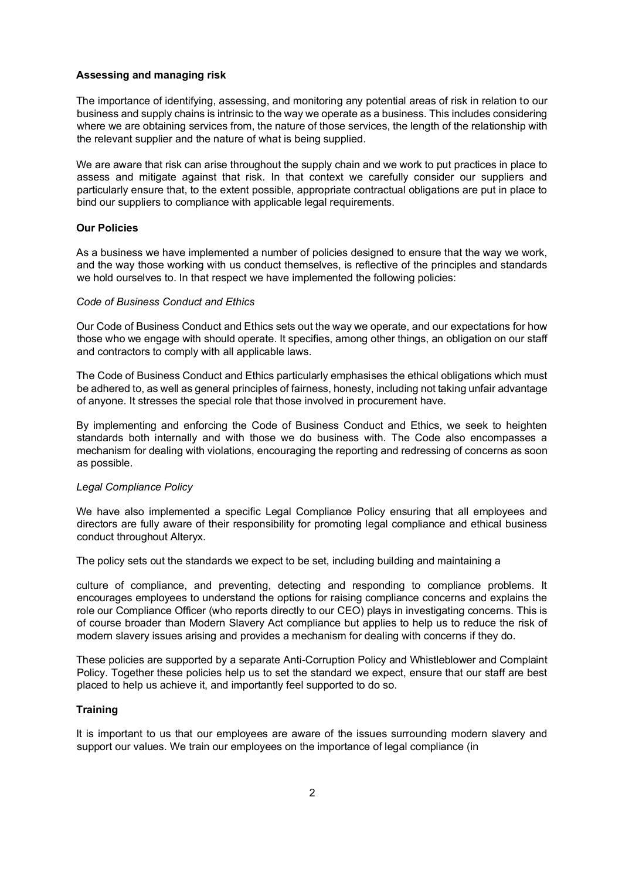**Assessing and managing risk**

The importance of identifying, assessing, and monitoring any potential areas of risk in relation to our business and supply chains is intrinsic to the way we operate as a business. This includes considering where we are obtaining services from, the nature of those services, the length of the relationship with the relevant supplier and the nature of what is being supplied.

We are aware that risk can arise throughout the supply chain and we work to put practices in place to assess and mitigate against that risk. In that context we carefully consider our suppliers and particularly ensure that, to the extent possible, appropriate contractual obligations are put in place to bind our suppliers to compliance with applicable legal requirements.

**Our Policies**

As a business we have implemented a number of policies designed to ensure that the way we work, and the way those working with us conduct themselves, is reflective of the principles and standards we hold ourselves to. In that respect we have implemented the following policies:

*Code of Business Conduct and Ethics*

Our Code of Business Conduct and Ethics sets out the way we operate, and our expectations for how those who we engage with should operate. It specifies, among other things, an obligation on our staff and contractors to comply with all applicable laws.

The Code of Business Conduct and Ethics particularly emphasises the ethical obligations which must be adhered to, as well as general principles of fairness, honesty, including not taking unfair advantage of anyone. It stresses the special role that those involved in procurement have.

By implementing and enforcing the Code of Business Conduct and Ethics, we seek to heighten standards both internally and with those we do business with. The Code also encompasses a mechanism for dealing with violations, encouraging the reporting and redressing of concerns as soon as possible.

*Legal Compliance Policy*

We have also implemented a specific Legal Compliance Policy ensuring that all employees and directors are fully aware of their responsibility for promoting legal compliance and ethical business conduct throughout Alteryx.

The policy sets out the standards we expect to be set, including building and maintaining a culture of compliance, and preventing, detecting and responding to compliance problems. It encourages employees to understand the options for raising compliance concerns and explains the role our Compliance Officer (who reports directly to our CEO) plays in investigating concerns. This is of course broader than Modern Slavery Act compliance but applies to help us to reduce the risk of modern slavery issues arising and provides a mechanism for dealing with concerns if they do.

These policies are supported by a separate Anti-Corruption Policy and Whistleblower and Complaint Policy. Together these policies help us to set the standard we expect, ensure that our staff are best placed to help us achieve it, and importantly feel supported to do so.

**Training**

It is important to us that our employees are aware of the issues surrounding modern slavery and support our values. We train our employees on the importance of legal compliance (in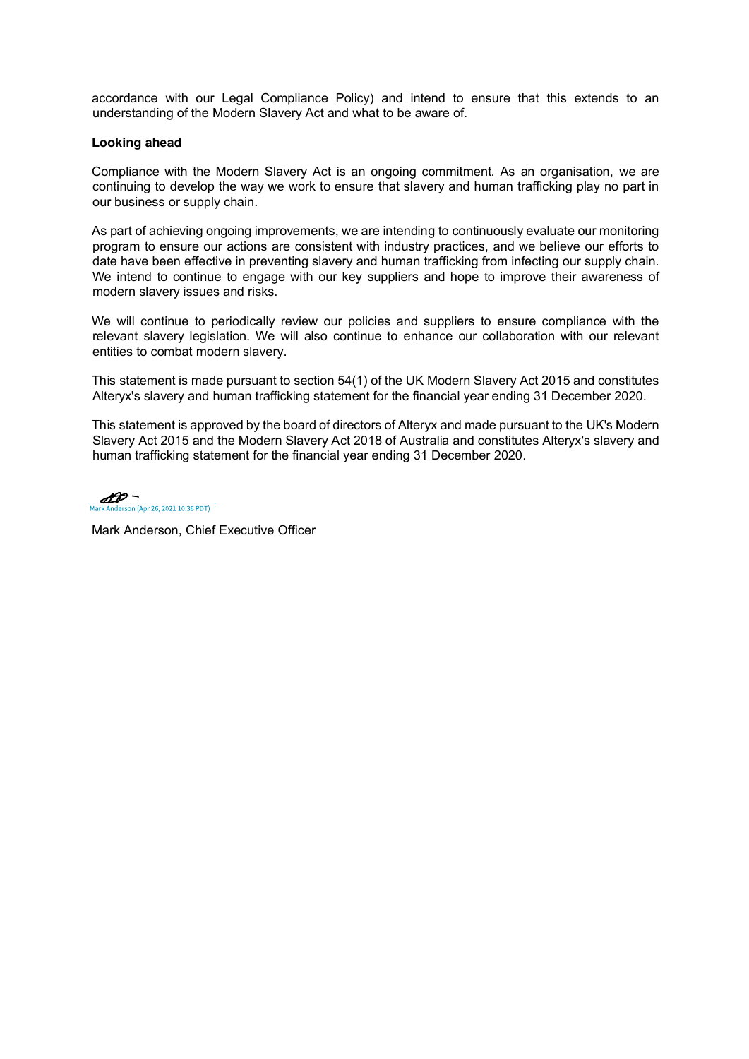accordance with our Legal Compliance Policy) and intend to ensure that this extends to an understanding of the Modern Slavery Act and what to be aware of.

**Looking ahead**

Compliance with the Modern Slavery Act is an ongoing commitment. As an organisation, we are continuing to develop the way we work to ensure that slavery and human trafficking play no part in our business or supply chain.

As part of achieving ongoing improvements, we are intending to continuously evaluate our monitoring program to ensure our actions are consistent with industry practices, and we believe our efforts to date have been effective in preventing slavery and human trafficking from infecting our supply chain. We intend to continue to engage with our key suppliers and hope to improve their awareness of modern slavery issues and risks.

We will continue to periodically review our policies and suppliers to ensure compliance with the relevant slavery legislation. We will also continue to enhance our collaboration with our relevant entities to combat modern slavery.

This statement is made pursuant to section 54(1) of the UK Modern Slavery Act 2015 and constitutes Alteryx's slavery and human trafficking statement for the financial year ending 31 December 2020.

This statement is approved by the board of directors of Alteryx and made pursuant to the UK's Modern Slavery Act 2015 and the Modern Slavery Act 2018 of Australia and constitutes Alteryx's slavery and human trafficking statement for the financial year ending 31 December 2020.

Mark Anderson (Apr 26, 2021 10:36 PDT)

Mark Anderson, Chief Executive Officer